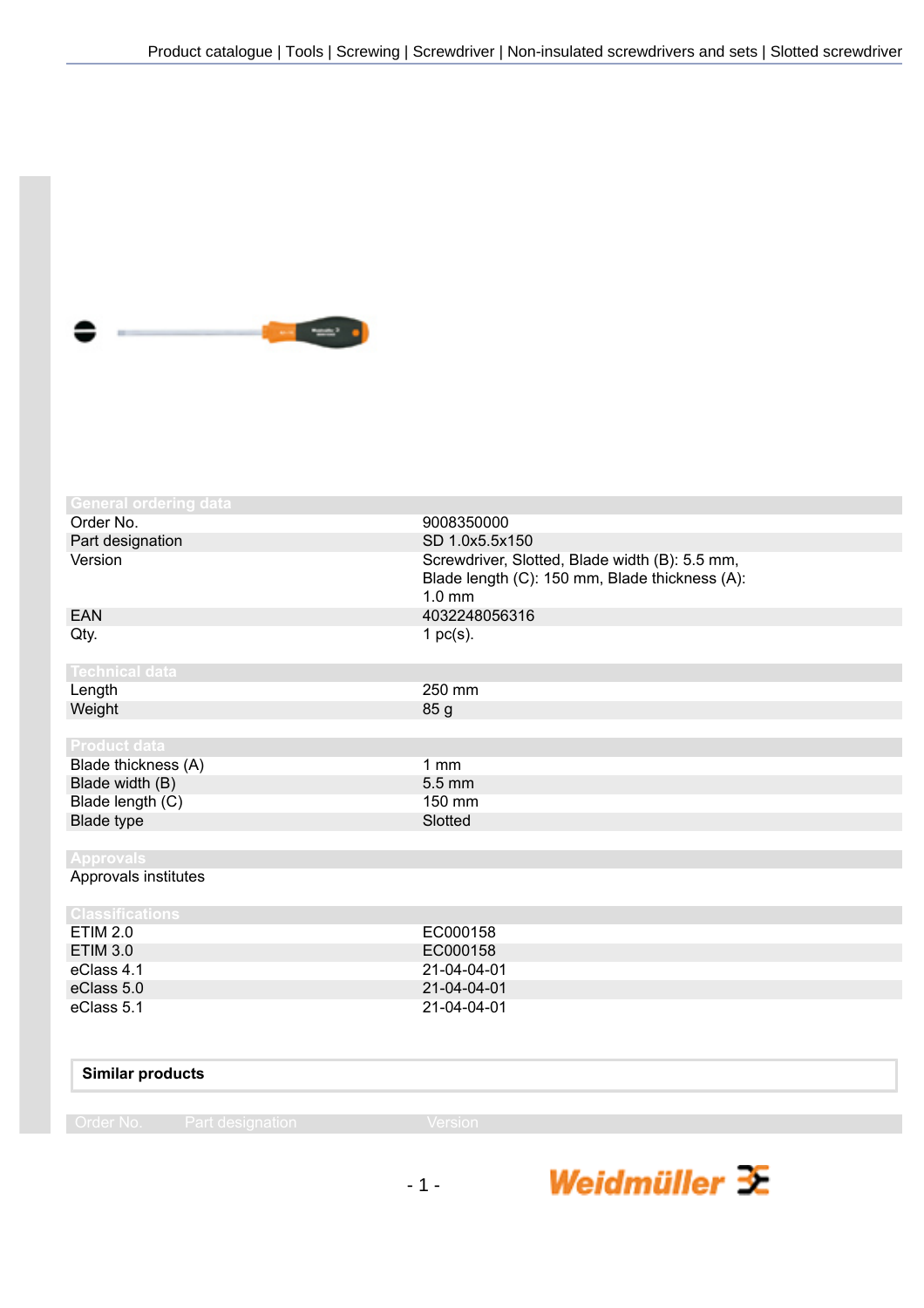Product catalogue | Tools | Screwing | Screwdriver | Non-insulated screwdrivers and sets | Slotted screwdriver

## General ordering data

| | |
|---|---|
| Order No. | 9008350000 |
| Part designation | SD 1.0x5.5x150 |
| Version | Screwdriver, Slotted, Blade width (B): 5.5 mm, Blade length (C): 150 mm, Blade thickness (A): 1.0 mm |
| EAN | 4032248056316 |
| Qty. | 1 pc(s). |

## Technical data

| | |
|---|---|
| Length | 250 mm |
| Weight | 85 g |

## Product data

| | |
|---|---|
| Blade thickness (A) | 1 mm |
| Blade width (B) | 5.5 mm |
| Blade length (C) | 150 mm |
| Blade type | Slotted |

## Approvals

Approvals institutes

## Classifications

| | |
|---|---|
| ETIM 2.0 | EC000158 |
| ETIM 3.0 | EC000158 |
| eClass 4.1 | 21-04-04-01 |
| eClass 5.0 | 21-04-04-01 |
| eClass 5.1 | 21-04-04-01 |

## Similar products

| Order No. | Part designation | Version |
|---|---|---|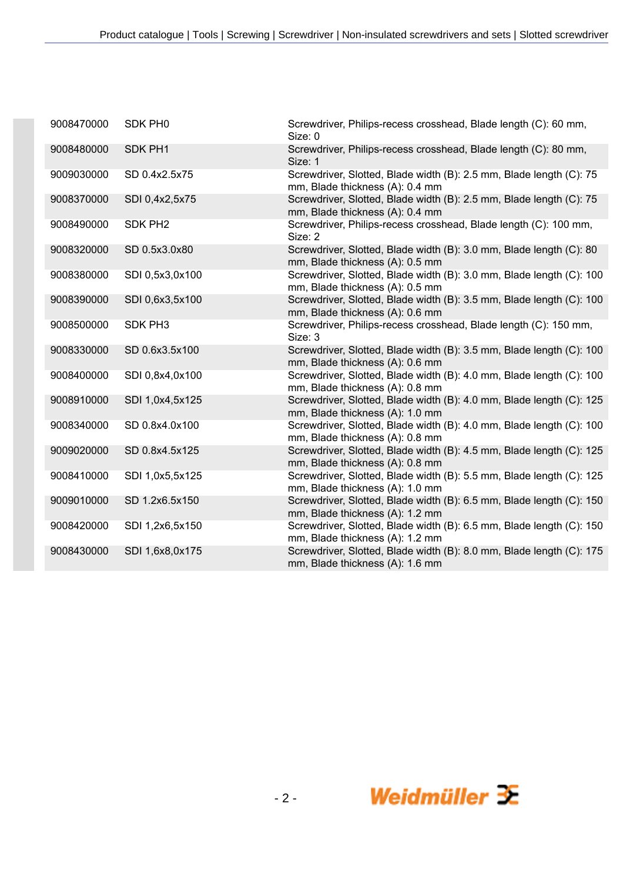| | | |
|---|---|---|
| 9008470000 | SDK PH0 | Screwdriver, Philips-recess crosshead, Blade length (C): 60 mm, Size: 0 |
| 9008480000 | SDK PH1 | Screwdriver, Philips-recess crosshead, Blade length (C): 80 mm, Size: 1 |
| 9009030000 | SD 0.4x2.5x75 | Screwdriver, Slotted, Blade width (B): 2.5 mm, Blade length (C): 75 mm, Blade thickness (A): 0.4 mm |
| 9008370000 | SDI 0,4x2,5x75 | Screwdriver, Slotted, Blade width (B): 2.5 mm, Blade length (C): 75 mm, Blade thickness (A): 0.4 mm |
| 9008490000 | SDK PH2 | Screwdriver, Philips-recess crosshead, Blade length (C): 100 mm, Size: 2 |
| 9008320000 | SD 0.5x3.0x80 | Screwdriver, Slotted, Blade width (B): 3.0 mm, Blade length (C): 80 mm, Blade thickness (A): 0.5 mm |
| 9008380000 | SDI 0,5x3,0x100 | Screwdriver, Slotted, Blade width (B): 3.0 mm, Blade length (C): 100 mm, Blade thickness (A): 0.5 mm |
| 9008390000 | SDI 0,6x3,5x100 | Screwdriver, Slotted, Blade width (B): 3.5 mm, Blade length (C): 100 mm, Blade thickness (A): 0.6 mm |
| 9008500000 | SDK PH3 | Screwdriver, Philips-recess crosshead, Blade length (C): 150 mm, Size: 3 |
| 9008330000 | SD 0.6x3.5x100 | Screwdriver, Slotted, Blade width (B): 3.5 mm, Blade length (C): 100 mm, Blade thickness (A): 0.6 mm |
| 9008400000 | SDI 0,8x4,0x100 | Screwdriver, Slotted, Blade width (B): 4.0 mm, Blade length (C): 100 mm, Blade thickness (A): 0.8 mm |
| 9008910000 | SDI 1,0x4,5x125 | Screwdriver, Slotted, Blade width (B): 4.0 mm, Blade length (C): 125 mm, Blade thickness (A): 1.0 mm |
| 9008340000 | SD 0.8x4.0x100 | Screwdriver, Slotted, Blade width (B): 4.0 mm, Blade length (C): 100 mm, Blade thickness (A): 0.8 mm |
| 9009020000 | SD 0.8x4.5x125 | Screwdriver, Slotted, Blade width (B): 4.5 mm, Blade length (C): 125 mm, Blade thickness (A): 0.8 mm |
| 9008410000 | SDI 1,0x5,5x125 | Screwdriver, Slotted, Blade width (B): 5.5 mm, Blade length (C): 125 mm, Blade thickness (A): 1.0 mm |
| 9009010000 | SD 1.2x6.5x150 | Screwdriver, Slotted, Blade width (B): 6.5 mm, Blade length (C): 150 mm, Blade thickness (A): 1.2 mm |
| 9008420000 | SDI 1,2x6,5x150 | Screwdriver, Slotted, Blade width (B): 6.5 mm, Blade length (C): 150 mm, Blade thickness (A): 1.2 mm |
| 9008430000 | SDI 1,6x8,0x175 | Screwdriver, Slotted, Blade width (B): 8.0 mm, Blade length (C): 175 mm, Blade thickness (A): 1.6 mm |